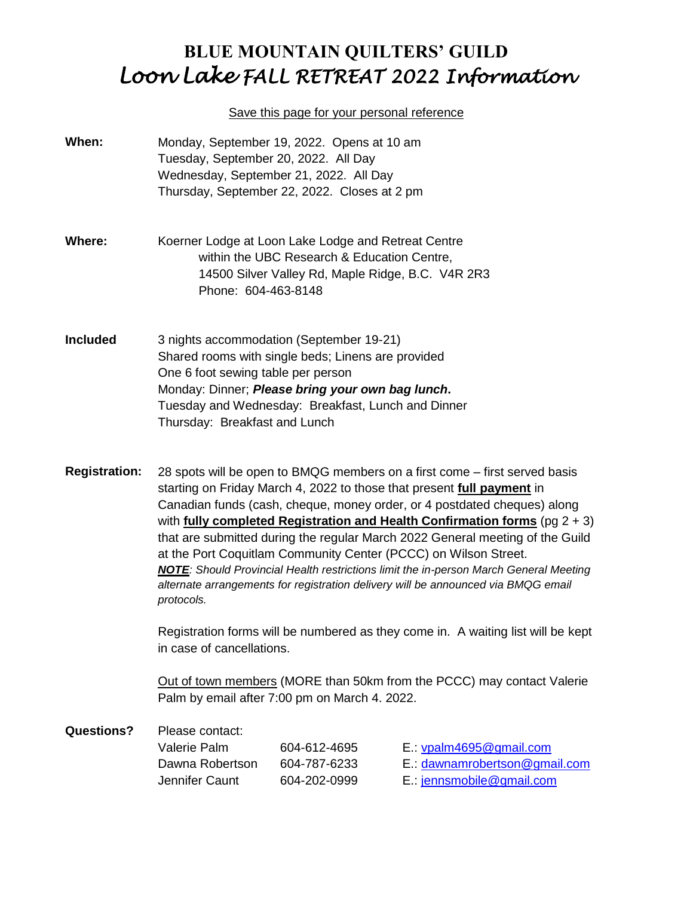# BLUE MOUNTAIN QUILTERS' GUILD
## *Loon Lake FALL RETREAT 2022 Information*

Save this page for your personal reference

**When:** Monday, September 19, 2022. Opens at 10 am
Tuesday, September 20, 2022. All Day
Wednesday, September 21, 2022. All Day
Thursday, September 22, 2022. Closes at 2 pm

**Where:** Koerner Lodge at Loon Lake Lodge and Retreat Centre
within the UBC Research & Education Centre,
14500 Silver Valley Rd, Maple Ridge, B.C. V4R 2R3
Phone: 604-463-8148

**Included** 3 nights accommodation (September 19-21)
Shared rooms with single beds; Linens are provided
One 6 foot sewing table per person
Monday: Dinner; ***Please bring your own bag lunch*.**
Tuesday and Wednesday: Breakfast, Lunch and Dinner
Thursday: Breakfast and Lunch

**Registration:** 28 spots will be open to BMQG members on a first come – first served basis starting on Friday March 4, 2022 to those that present **full payment** in Canadian funds (cash, cheque, money order, or 4 postdated cheques) along with **fully completed Registration and Health Confirmation forms** (pg 2 + 3) that are submitted during the regular March 2022 General meeting of the Guild at the Port Coquitlam Community Center (PCCC) on Wilson Street.
***NOTE****: Should Provincial Health restrictions limit the in-person March General Meeting alternate arrangements for registration delivery will be announced via BMQG email protocols.*

Registration forms will be numbered as they come in. A waiting list will be kept in case of cancellations.

Out of town members (MORE than 50km from the PCCC) may contact Valerie Palm by email after 7:00 pm on March 4. 2022.

**Questions?** Please contact:

| | | |
|---|---|---|
| Valerie Palm | 604-612-4695 | E.: vpalm4695@gmail.com |
| Dawna Robertson | 604-787-6233 | E.: dawnamrobertson@gmail.com |
| Jennifer Caunt | 604-202-0999 | E.: jennsmobile@gmail.com |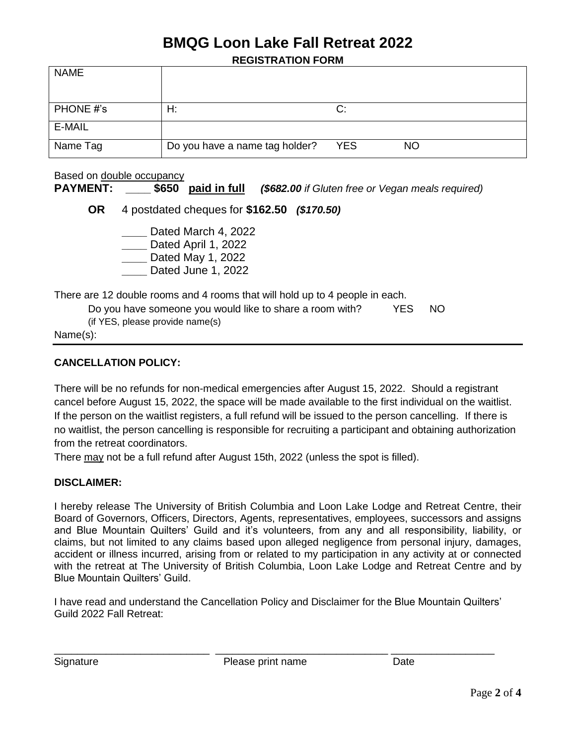# BMQG Loon Lake Fall Retreat 2022

**REGISTRATION FORM**

| NAME | | |
|---|---|---|
| PHONE #'s | H: | C: |
| E-MAIL | | |
| Name Tag | Do you have a name tag holder? YES | NO |

Based on double occupancy

**PAYMENT:** ____ **$650** **paid in full** ***($682.00** if Gluten free or Vegan meals required)*

**OR** 4 postdated cheques for **$162.50** ***($170.50)***

____ Dated March 4, 2022
____ Dated April 1, 2022
____ Dated May 1, 2022
____ Dated June 1, 2022

There are 12 double rooms and 4 rooms that will hold up to 4 people in each.

Do you have someone you would like to share a room with? YES NO
(if YES, please provide name(s)

Name(s):

---

**CANCELLATION POLICY:**

There will be no refunds for non-medical emergencies after August 15, 2022. Should a registrant cancel before August 15, 2022, the space will be made available to the first individual on the waitlist. If the person on the waitlist registers, a full refund will be issued to the person cancelling. If there is no waitlist, the person cancelling is responsible for recruiting a participant and obtaining authorization from the retreat coordinators.

There may not be a full refund after August 15th, 2022 (unless the spot is filled).

**DISCLAIMER:**

I hereby release The University of British Columbia and Loon Lake Lodge and Retreat Centre, their Board of Governors, Officers, Directors, Agents, representatives, employees, successors and assigns and Blue Mountain Quilters' Guild and it's volunteers, from any and all responsibility, liability, or claims, but not limited to any claims based upon alleged negligence from personal injury, damages, accident or illness incurred, arising from or related to my participation in any activity at or connected with the retreat at The University of British Columbia, Loon Lake Lodge and Retreat Centre and by Blue Mountain Quilters' Guild.

I have read and understand the Cancellation Policy and Disclaimer for the Blue Mountain Quilters' Guild 2022 Fall Retreat:

___________________________ ______________________________ _________________

Signature Please print name Date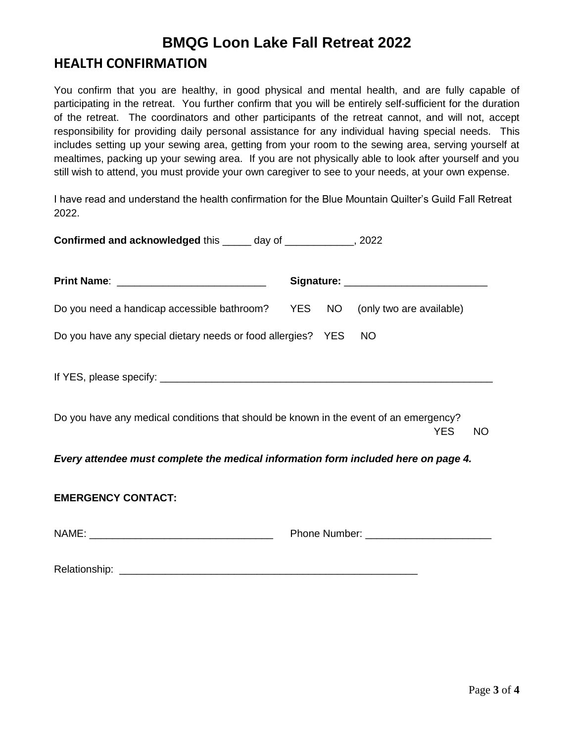# BMQG Loon Lake Fall Retreat 2022

## HEALTH CONFIRMATION

You confirm that you are healthy, in good physical and mental health, and are fully capable of participating in the retreat. You further confirm that you will be entirely self-sufficient for the duration of the retreat. The coordinators and other participants of the retreat cannot, and will not, accept responsibility for providing daily personal assistance for any individual having special needs. This includes setting up your sewing area, getting from your room to the sewing area, serving yourself at mealtimes, packing up your sewing area. If you are not physically able to look after yourself and you still wish to attend, you must provide your own caregiver to see to your needs, at your own expense.

I have read and understand the health confirmation for the Blue Mountain Quilter's Guild Fall Retreat 2022.

**Confirmed and acknowledged** this _____ day of ____________, 2022

**Print Name**: __________________________ **Signature:** _________________________

Do you need a handicap accessible bathroom? YES NO (only two are available)

Do you have any special dietary needs or food allergies? YES NO

If YES, please specify: ____________________________________________________________

Do you have any medical conditions that should be known in the event of an emergency? YES NO

***Every attendee must complete the medical information form included here on page 4.***

**EMERGENCY CONTACT:**

NAME: ________________________________ Phone Number: ______________________

Relationship: ______________________________________________________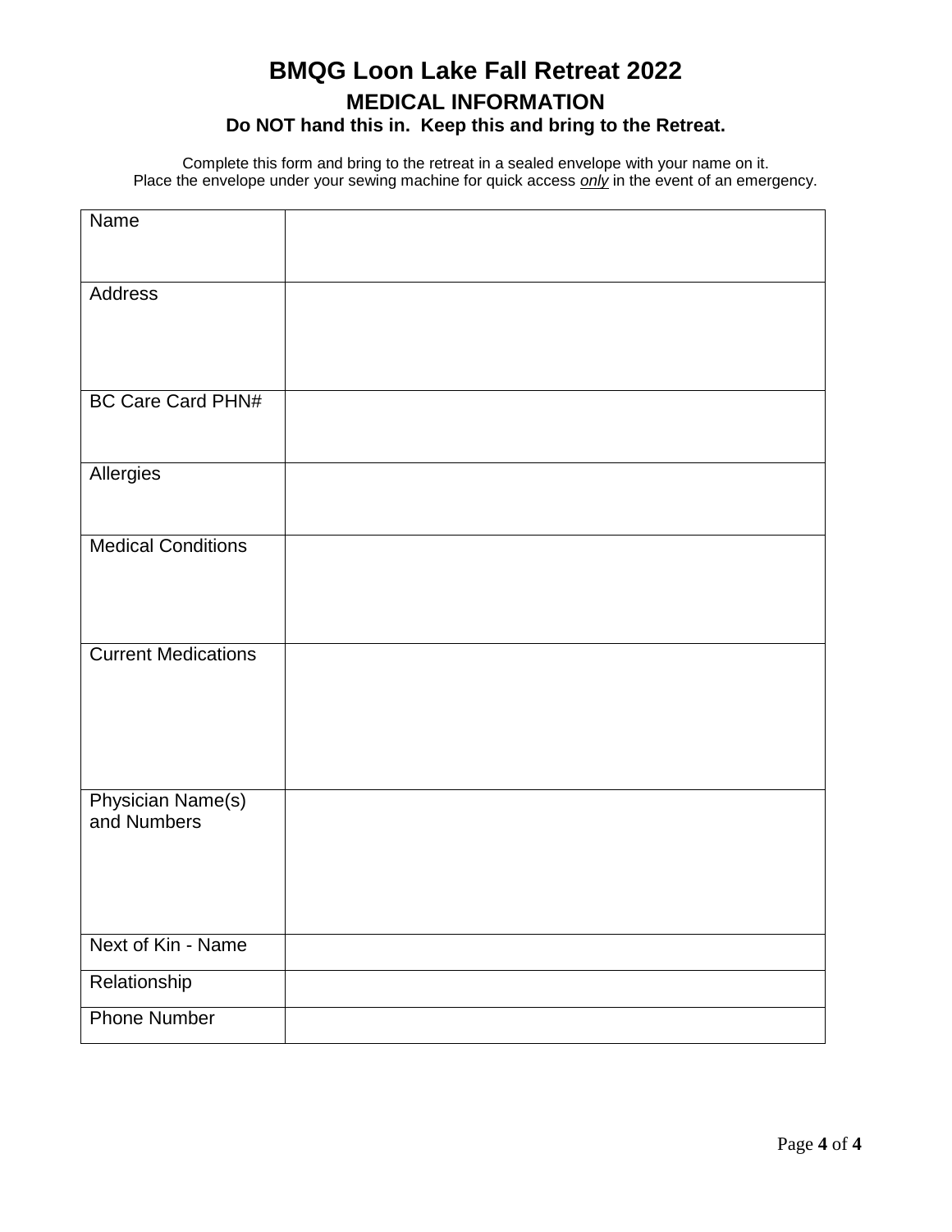# BMQG Loon Lake Fall Retreat 2022

## MEDICAL INFORMATION

### Do NOT hand this in.  Keep this and bring to the Retreat.

Complete this form and bring to the retreat in a sealed envelope with your name on it.
Place the envelope under your sewing machine for quick access *only* in the event of an emergency.

| | |
|---|---|
| Name | |
| Address | |
| BC Care Card PHN# | |
| Allergies | |
| Medical Conditions | |
| Current Medications | |
| Physician Name(s) and Numbers | |
| Next of Kin - Name | |
| Relationship | |
| Phone Number | |